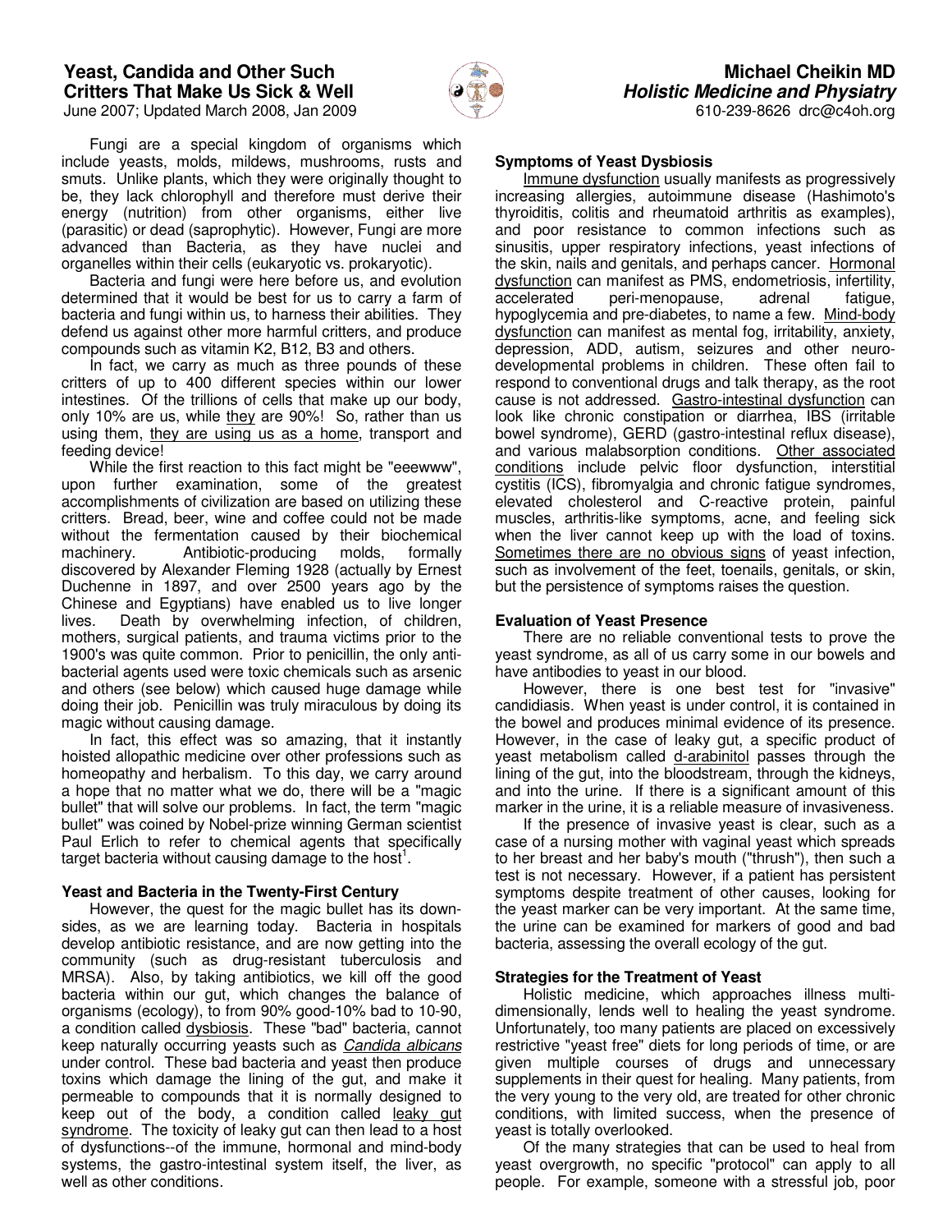# Yeast, Candida and Other Such Critters That Make Us Sick & Well

June 2007; Updated March 2008, Jan 2009

**Michael Cheikin MD**
***Holistic Medicine and Physiatry***
610-239-8626 drc@c4oh.org

Fungi are a special kingdom of organisms which include yeasts, molds, mildews, mushrooms, rusts and smuts. Unlike plants, which they were originally thought to be, they lack chlorophyll and therefore must derive their energy (nutrition) from other organisms, either live (parasitic) or dead (saprophytic). However, Fungi are more advanced than Bacteria, as they have nuclei and organelles within their cells (eukaryotic vs. prokaryotic).

Bacteria and fungi were here before us, and evolution determined that it would be best for us to carry a farm of bacteria and fungi within us, to harness their abilities. They defend us against other more harmful critters, and produce compounds such as vitamin K2, B12, B3 and others.

In fact, we carry as much as three pounds of these critters of up to 400 different species within our lower intestines. Of the trillions of cells that make up our body, only 10% are us, while they are 90%! So, rather than us using them, they are using us as a home, transport and feeding device!

While the first reaction to this fact might be "eeewww", upon further examination, some of the greatest accomplishments of civilization are based on utilizing these critters. Bread, beer, wine and coffee could not be made without the fermentation caused by their biochemical machinery. Antibiotic-producing molds, formally discovered by Alexander Fleming 1928 (actually by Ernest Duchenne in 1897, and over 2500 years ago by the Chinese and Egyptians) have enabled us to live longer lives. Death by overwhelming infection, of children, mothers, surgical patients, and trauma victims prior to the 1900's was quite common. Prior to penicillin, the only anti-bacterial agents used were toxic chemicals such as arsenic and others (see below) which caused huge damage while doing their job. Penicillin was truly miraculous by doing its magic without causing damage.

In fact, this effect was so amazing, that it instantly hoisted allopathic medicine over other professions such as homeopathy and herbalism. To this day, we carry around a hope that no matter what we do, there will be a "magic bullet" that will solve our problems. In fact, the term "magic bullet" was coined by Nobel-prize winning German scientist Paul Erlich to refer to chemical agents that specifically target bacteria without causing damage to the host[1].

## Yeast and Bacteria in the Twenty-First Century

However, the quest for the magic bullet has its down-sides, as we are learning today. Bacteria in hospitals develop antibiotic resistance, and are now getting into the community (such as drug-resistant tuberculosis and MRSA). Also, by taking antibiotics, we kill off the good bacteria within our gut, which changes the balance of organisms (ecology), to from 90% good-10% bad to 10-90, a condition called dysbiosis. These "bad" bacteria, cannot keep naturally occurring yeasts such as *Candida albicans* under control. These bad bacteria and yeast then produce toxins which damage the lining of the gut, and make it permeable to compounds that it is normally designed to keep out of the body, a condition called leaky gut syndrome. The toxicity of leaky gut can then lead to a host of dysfunctions--of the immune, hormonal and mind-body systems, the gastro-intestinal system itself, the liver, as well as other conditions.

## Symptoms of Yeast Dysbiosis

Immune dysfunction usually manifests as progressively increasing allergies, autoimmune disease (Hashimoto's thyroiditis, colitis and rheumatoid arthritis as examples), and poor resistance to common infections such as sinusitis, upper respiratory infections, yeast infections of the skin, nails and genitals, and perhaps cancer. Hormonal dysfunction can manifest as PMS, endometriosis, infertility, accelerated peri-menopause, adrenal fatigue, hypoglycemia and pre-diabetes, to name a few. Mind-body dysfunction can manifest as mental fog, irritability, anxiety, depression, ADD, autism, seizures and other neuro-developmental problems in children. These often fail to respond to conventional drugs and talk therapy, as the root cause is not addressed. Gastro-intestinal dysfunction can look like chronic constipation or diarrhea, IBS (irritable bowel syndrome), GERD (gastro-intestinal reflux disease), and various malabsorption conditions. Other associated conditions include pelvic floor dysfunction, interstitial cystitis (ICS), fibromyalgia and chronic fatigue syndromes, elevated cholesterol and C-reactive protein, painful muscles, arthritis-like symptoms, acne, and feeling sick when the liver cannot keep up with the load of toxins. Sometimes there are no obvious signs of yeast infection, such as involvement of the feet, toenails, genitals, or skin, but the persistence of symptoms raises the question.

## Evaluation of Yeast Presence

There are no reliable conventional tests to prove the yeast syndrome, as all of us carry some in our bowels and have antibodies to yeast in our blood.

However, there is one best test for "invasive" candidiasis. When yeast is under control, it is contained in the bowel and produces minimal evidence of its presence. However, in the case of leaky gut, a specific product of yeast metabolism called d-arabinitol passes through the lining of the gut, into the bloodstream, through the kidneys, and into the urine. If there is a significant amount of this marker in the urine, it is a reliable measure of invasiveness.

If the presence of invasive yeast is clear, such as a case of a nursing mother with vaginal yeast which spreads to her breast and her baby's mouth ("thrush"), then such a test is not necessary. However, if a patient has persistent symptoms despite treatment of other causes, looking for the yeast marker can be very important. At the same time, the urine can be examined for markers of good and bad bacteria, assessing the overall ecology of the gut.

## Strategies for the Treatment of Yeast

Holistic medicine, which approaches illness multi-dimensionally, lends well to healing the yeast syndrome. Unfortunately, too many patients are placed on excessively restrictive "yeast free" diets for long periods of time, or are given multiple courses of drugs and unnecessary supplements in their quest for healing. Many patients, from the very young to the very old, are treated for other chronic conditions, with limited success, when the presence of yeast is totally overlooked.

Of the many strategies that can be used to heal from yeast overgrowth, no specific "protocol" can apply to all people. For example, someone with a stressful job, poor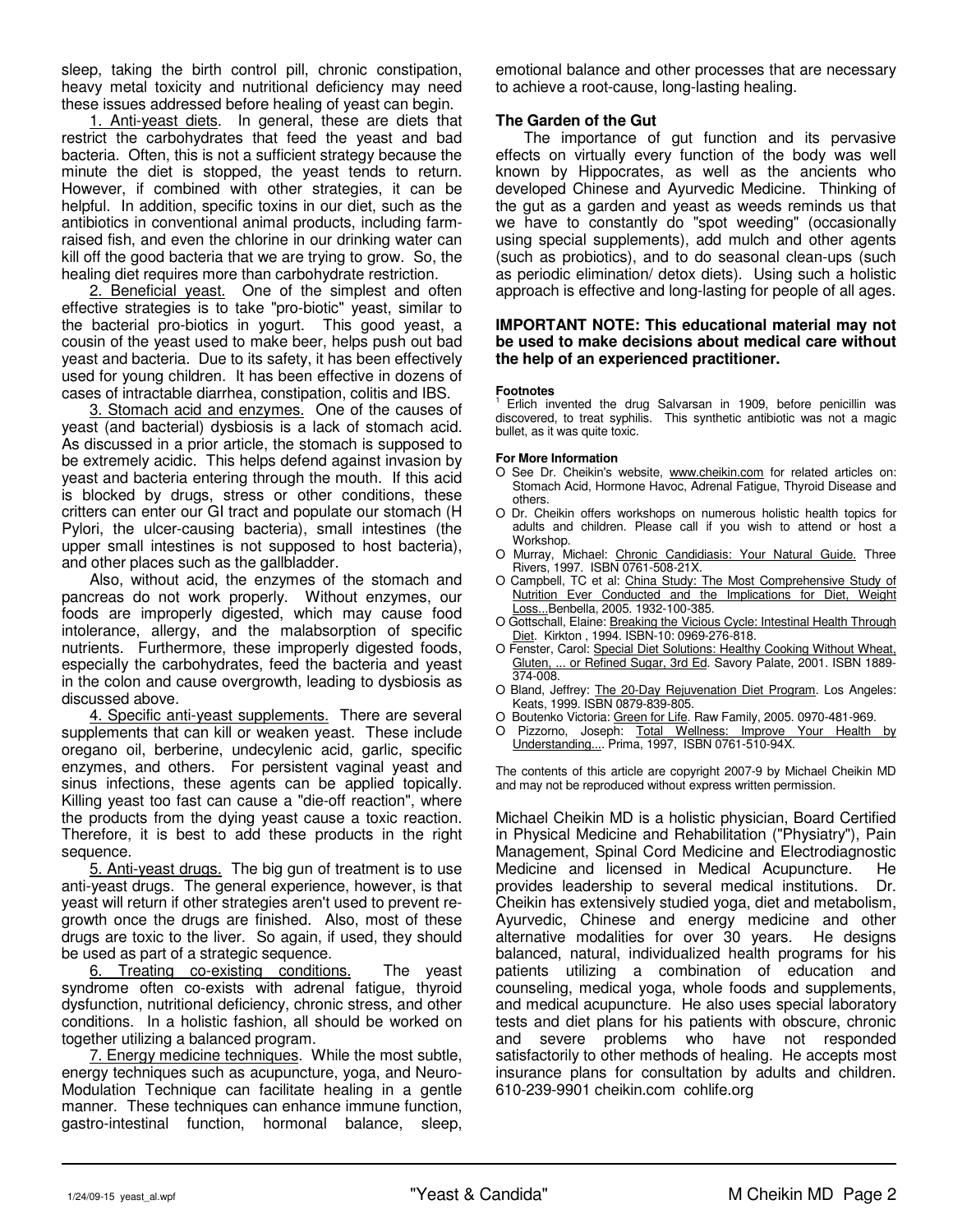sleep, taking the birth control pill, chronic constipation, heavy metal toxicity and nutritional deficiency may need these issues addressed before healing of yeast can begin.

1. Anti-yeast diets. In general, these are diets that restrict the carbohydrates that feed the yeast and bad bacteria. Often, this is not a sufficient strategy because the minute the diet is stopped, the yeast tends to return. However, if combined with other strategies, it can be helpful. In addition, specific toxins in our diet, such as the antibiotics in conventional animal products, including farm-raised fish, and even the chlorine in our drinking water can kill off the good bacteria that we are trying to grow. So, the healing diet requires more than carbohydrate restriction.

2. Beneficial yeast. One of the simplest and often effective strategies is to take "pro-biotic" yeast, similar to the bacterial pro-biotics in yogurt. This good yeast, a cousin of the yeast used to make beer, helps push out bad yeast and bacteria. Due to its safety, it has been effectively used for young children. It has been effective in dozens of cases of intractable diarrhea, constipation, colitis and IBS.

3. Stomach acid and enzymes. One of the causes of yeast (and bacterial) dysbiosis is a lack of stomach acid. As discussed in a prior article, the stomach is supposed to be extremely acidic. This helps defend against invasion by yeast and bacteria entering through the mouth. If this acid is blocked by drugs, stress or other conditions, these critters can enter our GI tract and populate our stomach (H Pylori, the ulcer-causing bacteria), small intestines (the upper small intestines is not supposed to host bacteria), and other places such as the gallbladder.

Also, without acid, the enzymes of the stomach and pancreas do not work properly. Without enzymes, our foods are improperly digested, which may cause food intolerance, allergy, and the malabsorption of specific nutrients. Furthermore, these improperly digested foods, especially the carbohydrates, feed the bacteria and yeast in the colon and cause overgrowth, leading to dysbiosis as discussed above.

4. Specific anti-yeast supplements. There are several supplements that can kill or weaken yeast. These include oregano oil, berberine, undecylenic acid, garlic, specific enzymes, and others. For persistent vaginal yeast and sinus infections, these agents can be applied topically. Killing yeast too fast can cause a "die-off reaction", where the products from the dying yeast cause a toxic reaction. Therefore, it is best to add these products in the right sequence.

5. Anti-yeast drugs. The big gun of treatment is to use anti-yeast drugs. The general experience, however, is that yeast will return if other strategies aren't used to prevent re-growth once the drugs are finished. Also, most of these drugs are toxic to the liver. So again, if used, they should be used as part of a strategic sequence.

6. Treating co-existing conditions. The yeast syndrome often co-exists with adrenal fatigue, thyroid dysfunction, nutritional deficiency, chronic stress, and other conditions. In a holistic fashion, all should be worked on together utilizing a balanced program.

7. Energy medicine techniques. While the most subtle, energy techniques such as acupuncture, yoga, and Neuro-Modulation Technique can facilitate healing in a gentle manner. These techniques can enhance immune function, gastro-intestinal function, hormonal balance, sleep, emotional balance and other processes that are necessary to achieve a root-cause, long-lasting healing.

### The Garden of the Gut

The importance of gut function and its pervasive effects on virtually every function of the body was well known by Hippocrates, as well as the ancients who developed Chinese and Ayurvedic Medicine. Thinking of the gut as a garden and yeast as weeds reminds us that we have to constantly do "spot weeding" (occasionally using special supplements), add mulch and other agents (such as probiotics), and to do seasonal clean-ups (such as periodic elimination/ detox diets). Using such a holistic approach is effective and long-lasting for people of all ages.

**IMPORTANT NOTE: This educational material may not be used to make decisions about medical care without the help of an experienced practitioner.**

**Footnotes**

[1] Erlich invented the drug Salvarsan in 1909, before penicillin was discovered, to treat syphilis. This synthetic antibiotic was not a magic bullet, as it was quite toxic.

**For More Information**

- See Dr. Cheikin's website, www.cheikin.com for related articles on: Stomach Acid, Hormone Havoc, Adrenal Fatigue, Thyroid Disease and others.
- Dr. Cheikin offers workshops on numerous holistic health topics for adults and children. Please call if you wish to attend or host a Workshop.
- Murray, Michael: Chronic Candidiasis: Your Natural Guide. Three Rivers, 1997. ISBN 0761-508-21X.
- Campbell, TC et al: China Study: The Most Comprehensive Study of Nutrition Ever Conducted and the Implications for Diet, Weight Loss...Benbella, 2005. 1932-100-385.
- Gottschall, Elaine: Breaking the Vicious Cycle: Intestinal Health Through Diet. Kirkton , 1994. ISBN-10: 0969-276-818.
- Fenster, Carol: Special Diet Solutions: Healthy Cooking Without Wheat, Gluten, ... or Refined Sugar, 3rd Ed. Savory Palate, 2001. ISBN 1889-374-008.
- Bland, Jeffrey: The 20-Day Rejuvenation Diet Program. Los Angeles: Keats, 1999. ISBN 0879-839-805.
- Boutenko Victoria: Green for Life. Raw Family, 2005. 0970-481-969.
- Pizzorno, Joseph: Total Wellness: Improve Your Health by Understanding.... Prima, 1997, ISBN 0761-510-94X.

The contents of this article are copyright 2007-9 by Michael Cheikin MD and may not be reproduced without express written permission.

Michael Cheikin MD is a holistic physician, Board Certified in Physical Medicine and Rehabilitation ("Physiatry"), Pain Management, Spinal Cord Medicine and Electrodiagnostic Medicine and licensed in Medical Acupuncture. He provides leadership to several medical institutions. Dr. Cheikin has extensively studied yoga, diet and metabolism, Ayurvedic, Chinese and energy medicine and other alternative modalities for over 30 years. He designs balanced, natural, individualized health programs for his patients utilizing a combination of education and counseling, medical yoga, whole foods and supplements, and medical acupuncture. He also uses special laboratory tests and diet plans for his patients with obscure, chronic and severe problems who have not responded satisfactorily to other methods of healing. He accepts most insurance plans for consultation by adults and children. 610-239-9901 cheikin.com cohlife.org